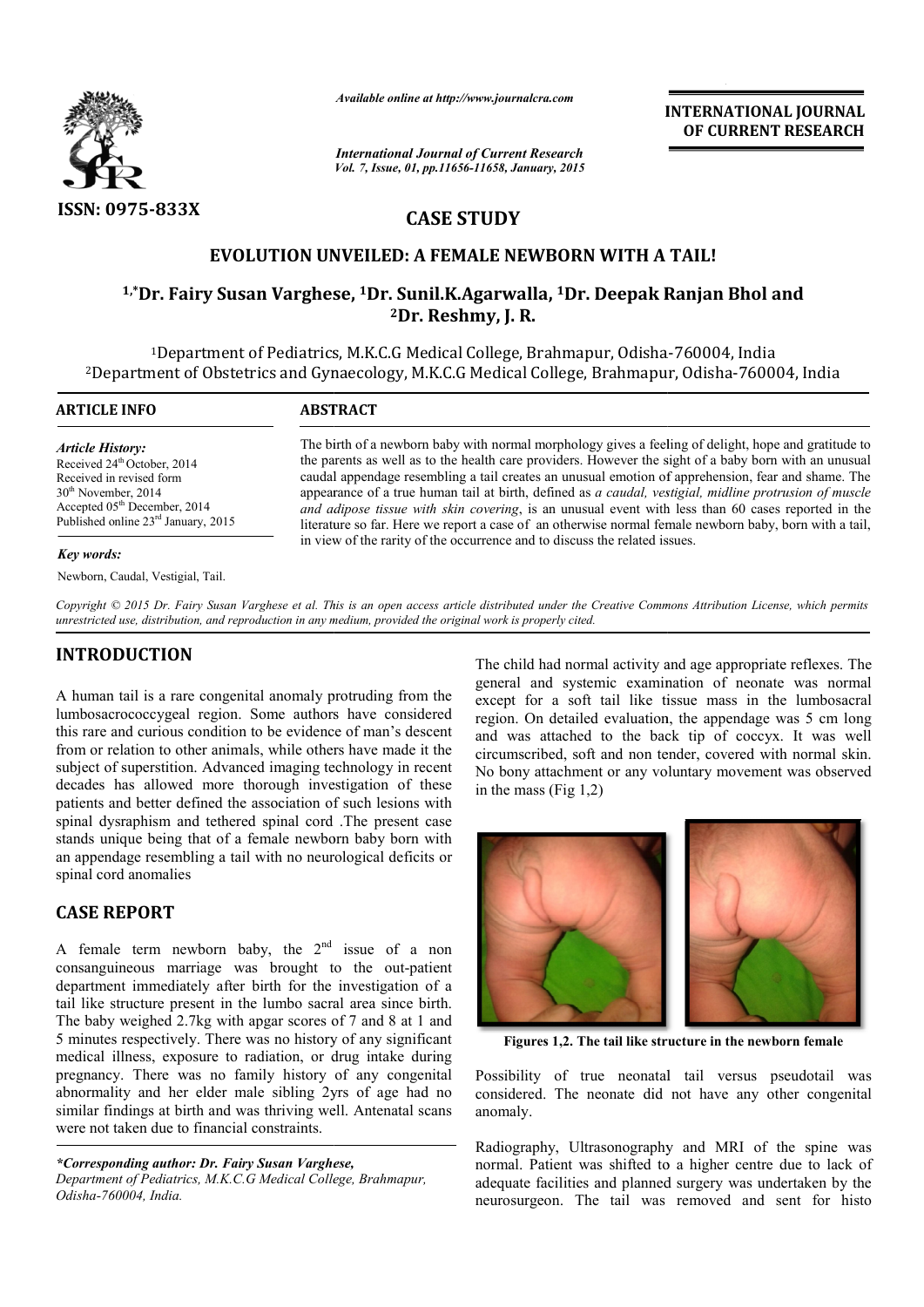ISSN: 0975-833X

*Available online at http://www.journalcra.com*

*International Journal of Current Research*
*Vol. 7, Issue, 01, pp.11656-11658, January, 2015*

**INTERNATIONAL JOURNAL OF CURRENT RESEARCH**

## CASE STUDY

# EVOLUTION UNVEILED: A FEMALE NEWBORN WITH A TAIL!

**[1,*]Dr. Fairy Susan Varghese, [1]Dr. Sunil.K.Agarwalla, [1]Dr. Deepak Ranjan Bhol and [2]Dr. Reshmy, J. R.**

[1]Department of Pediatrics, M.K.C.G Medical College, Brahmapur, Odisha-760004, India
[2]Department of Obstetrics and Gynaecology, M.K.C.G Medical College, Brahmapur, Odisha-760004, India

**ARTICLE INFO**

*Article History:*
Received 24[th] October, 2014
Received in revised form
30[th] November, 2014
Accepted 05[th] December, 2014
Published online 23[rd] January, 2015

*Key words:*
Newborn, Caudal, Vestigial, Tail.

**ABSTRACT**

The birth of a newborn baby with normal morphology gives a feeling of delight, hope and gratitude to the parents as well as to the health care providers. However the sight of a baby born with an unusual caudal appendage resembling a tail creates an unusual emotion of apprehension, fear and shame. The appearance of a true human tail at birth, defined as *a caudal, vestigial, midline protrusion of muscle and adipose tissue with skin covering*, is an unusual event with less than 60 cases reported in the literature so far. Here we report a case of an otherwise normal female newborn baby, born with a tail, in view of the rarity of the occurrence and to discuss the related issues.

*Copyright © 2015 Dr. Fairy Susan Varghese et al. This is an open access article distributed under the Creative Commons Attribution License, which permits unrestricted use, distribution, and reproduction in any medium, provided the original work is properly cited.*

## INTRODUCTION

A human tail is a rare congenital anomaly protruding from the lumbosacrococcygeal region. Some authors have considered this rare and curious condition to be evidence of man's descent from or relation to other animals, while others have made it the subject of superstition. Advanced imaging technology in recent decades has allowed more thorough investigation of these patients and better defined the association of such lesions with spinal dysraphism and tethered spinal cord .The present case stands unique being that of a female newborn baby born with an appendage resembling a tail with no neurological deficits or spinal cord anomalies

## CASE REPORT

A female term newborn baby, the 2[nd] issue of a non consanguineous marriage was brought to the out-patient department immediately after birth for the investigation of a tail like structure present in the lumbo sacral area since birth. The baby weighed 2.7kg with apgar scores of 7 and 8 at 1 and 5 minutes respectively. There was no history of any significant medical illness, exposure to radiation, or drug intake during pregnancy. There was no family history of any congenital abnormality and her elder male sibling 2yrs of age had no similar findings at birth and was thriving well. Antenatal scans were not taken due to financial constraints.

*\*Corresponding author: Dr. Fairy Susan Varghese,*
*Department of Pediatrics, M.K.C.G Medical College, Brahmapur, Odisha-760004, India.*

The child had normal activity and age appropriate reflexes. The general and systemic examination of neonate was normal except for a soft tail like tissue mass in the lumbosacral region. On detailed evaluation, the appendage was 5 cm long and was attached to the back tip of coccyx. It was well circumscribed, soft and non tender, covered with normal skin. No bony attachment or any voluntary movement was observed in the mass (Fig 1,2)

**Figures 1,2. The tail like structure in the newborn female**

Possibility of true neonatal tail versus pseudotail was considered. The neonate did not have any other congenital anomaly.

Radiography, Ultrasonography and MRI of the spine was normal. Patient was shifted to a higher centre due to lack of adequate facilities and planned surgery was undertaken by the neurosurgeon. The tail was removed and sent for histo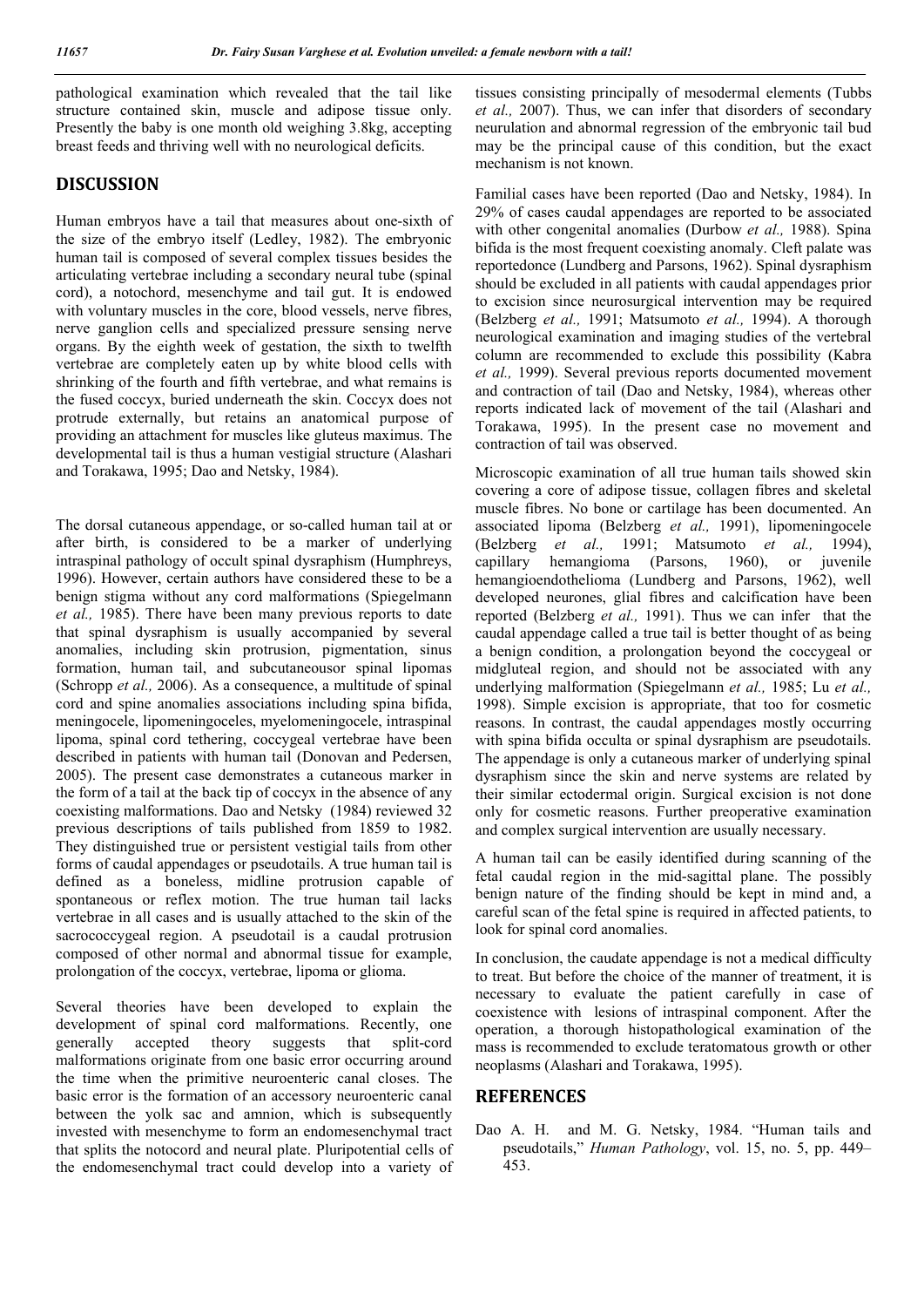pathological examination which revealed that the tail like structure contained skin, muscle and adipose tissue only. Presently the baby is one month old weighing 3.8kg, accepting breast feeds and thriving well with no neurological deficits.

## DISCUSSION

Human embryos have a tail that measures about one-sixth of the size of the embryo itself (Ledley, 1982). The embryonic human tail is composed of several complex tissues besides the articulating vertebrae including a secondary neural tube (spinal cord), a notochord, mesenchyme and tail gut. It is endowed with voluntary muscles in the core, blood vessels, nerve fibres, nerve ganglion cells and specialized pressure sensing nerve organs. By the eighth week of gestation, the sixth to twelfth vertebrae are completely eaten up by white blood cells with shrinking of the fourth and fifth vertebrae, and what remains is the fused coccyx, buried underneath the skin. Coccyx does not protrude externally, but retains an anatomical purpose of providing an attachment for muscles like gluteus maximus. The developmental tail is thus a human vestigial structure (Alashari and Torakawa, 1995; Dao and Netsky, 1984).

The dorsal cutaneous appendage, or so-called human tail at or after birth, is considered to be a marker of underlying intraspinal pathology of occult spinal dysraphism (Humphreys, 1996). However, certain authors have considered these to be a benign stigma without any cord malformations (Spiegelmann *et al.,* 1985). There have been many previous reports to date that spinal dysraphism is usually accompanied by several anomalies, including skin protrusion, pigmentation, sinus formation, human tail, and subcutaneousor spinal lipomas (Schropp *et al.,* 2006). As a consequence, a multitude of spinal cord and spine anomalies associations including spina bifida, meningocele, lipomeningoceles, myelomeningocele, intraspinal lipoma, spinal cord tethering, coccygeal vertebrae have been described in patients with human tail (Donovan and Pedersen, 2005). The present case demonstrates a cutaneous marker in the form of a tail at the back tip of coccyx in the absence of any coexisting malformations. Dao and Netsky (1984) reviewed 32 previous descriptions of tails published from 1859 to 1982. They distinguished true or persistent vestigial tails from other forms of caudal appendages or pseudotails. A true human tail is defined as a boneless, midline protrusion capable of spontaneous or reflex motion. The true human tail lacks vertebrae in all cases and is usually attached to the skin of the sacrococcygeal region. A pseudotail is a caudal protrusion composed of other normal and abnormal tissue for example, prolongation of the coccyx, vertebrae, lipoma or glioma.

Several theories have been developed to explain the development of spinal cord malformations. Recently, one generally accepted theory suggests that split-cord malformations originate from one basic error occurring around the time when the primitive neuroenteric canal closes. The basic error is the formation of an accessory neuroenteric canal between the yolk sac and amnion, which is subsequently invested with mesenchyme to form an endomesenchymal tract that splits the notocord and neural plate. Pluripotential cells of the endomesenchymal tract could develop into a variety of tissues consisting principally of mesodermal elements (Tubbs *et al.,* 2007). Thus, we can infer that disorders of secondary neurulation and abnormal regression of the embryonic tail bud may be the principal cause of this condition, but the exact mechanism is not known.

Familial cases have been reported (Dao and Netsky, 1984). In 29% of cases caudal appendages are reported to be associated with other congenital anomalies (Durbow *et al.,* 1988). Spina bifida is the most frequent coexisting anomaly. Cleft palate was reportedonce (Lundberg and Parsons, 1962). Spinal dysraphism should be excluded in all patients with caudal appendages prior to excision since neurosurgical intervention may be required (Belzberg *et al.,* 1991; Matsumoto *et al.,* 1994). A thorough neurological examination and imaging studies of the vertebral column are recommended to exclude this possibility (Kabra *et al.,* 1999). Several previous reports documented movement and contraction of tail (Dao and Netsky, 1984), whereas other reports indicated lack of movement of the tail (Alashari and Torakawa, 1995). In the present case no movement and contraction of tail was observed.

Microscopic examination of all true human tails showed skin covering a core of adipose tissue, collagen fibres and skeletal muscle fibres. No bone or cartilage has been documented. An associated lipoma (Belzberg *et al.,* 1991), lipomeningocele (Belzberg *et al.,* 1991; Matsumoto *et al.,* 1994), capillary hemangioma (Parsons, 1960), or juvenile hemangioendothelioma (Lundberg and Parsons, 1962), well developed neurones, glial fibres and calcification have been reported (Belzberg *et al.,* 1991). Thus we can infer that the caudal appendage called a true tail is better thought of as being a benign condition, a prolongation beyond the coccygeal or midgluteal region, and should not be associated with any underlying malformation (Spiegelmann *et al.,* 1985; Lu *et al.,* 1998). Simple excision is appropriate, that too for cosmetic reasons. In contrast, the caudal appendages mostly occurring with spina bifida occulta or spinal dysraphism are pseudotails. The appendage is only a cutaneous marker of underlying spinal dysraphism since the skin and nerve systems are related by their similar ectodermal origin. Surgical excision is not done only for cosmetic reasons. Further preoperative examination and complex surgical intervention are usually necessary.

A human tail can be easily identified during scanning of the fetal caudal region in the mid-sagittal plane. The possibly benign nature of the finding should be kept in mind and, a careful scan of the fetal spine is required in affected patients, to look for spinal cord anomalies.

In conclusion, the caudate appendage is not a medical difficulty to treat. But before the choice of the manner of treatment, it is necessary to evaluate the patient carefully in case of coexistence with lesions of intraspinal component. After the operation, a thorough histopathological examination of the mass is recommended to exclude teratomatous growth or other neoplasms (Alashari and Torakawa, 1995).

## REFERENCES

Dao A. H. and M. G. Netsky, 1984. "Human tails and pseudotails," *Human Pathology*, vol. 15, no. 5, pp. 449–453.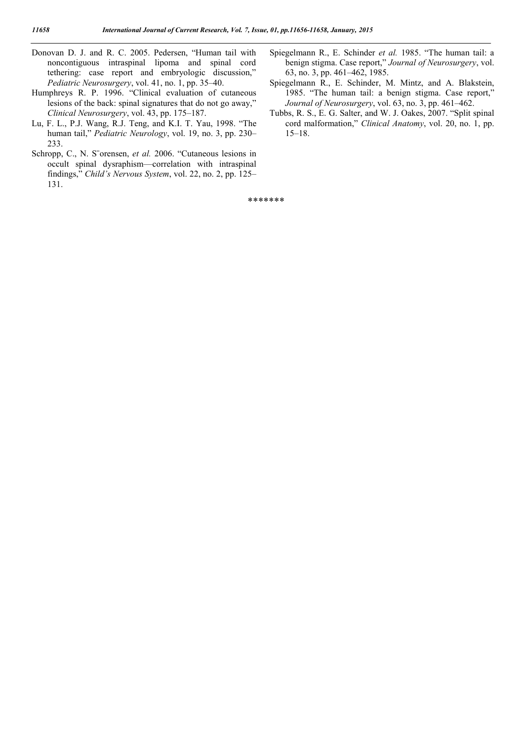Donovan D. J. and R. C. 2005. Pedersen, “Human tail with noncontiguous intraspinal lipoma and spinal cord tethering: case report and embryologic discussion,” *Pediatric Neurosurgery*, vol. 41, no. 1, pp. 35–40.

Humphreys R. P. 1996. “Clinical evaluation of cutaneous lesions of the back: spinal signatures that do not go away,” *Clinical Neurosurgery*, vol. 43, pp. 175–187.

Lu, F. L., P.J. Wang, R.J. Teng, and K.I. T. Yau, 1998. “The human tail,” *Pediatric Neurology*, vol. 19, no. 3, pp. 230–233.

Schropp, C., N. S¨orensen, *et al.* 2006. “Cutaneous lesions in occult spinal dysraphism—correlation with intraspinal findings,” *Child’s Nervous System*, vol. 22, no. 2, pp. 125–131.

Spiegelmann R., E. Schinder *et al.* 1985. “The human tail: a benign stigma. Case report,” *Journal of Neurosurgery*, vol. 63, no. 3, pp. 461–462, 1985.

Spiegelmann R., E. Schinder, M. Mintz, and A. Blakstein, 1985. “The human tail: a benign stigma. Case report,” *Journal of Neurosurgery*, vol. 63, no. 3, pp. 461–462.

Tubbs, R. S., E. G. Salter, and W. J. Oakes, 2007. “Split spinal cord malformation,” *Clinical Anatomy*, vol. 20, no. 1, pp. 15–18.

*******